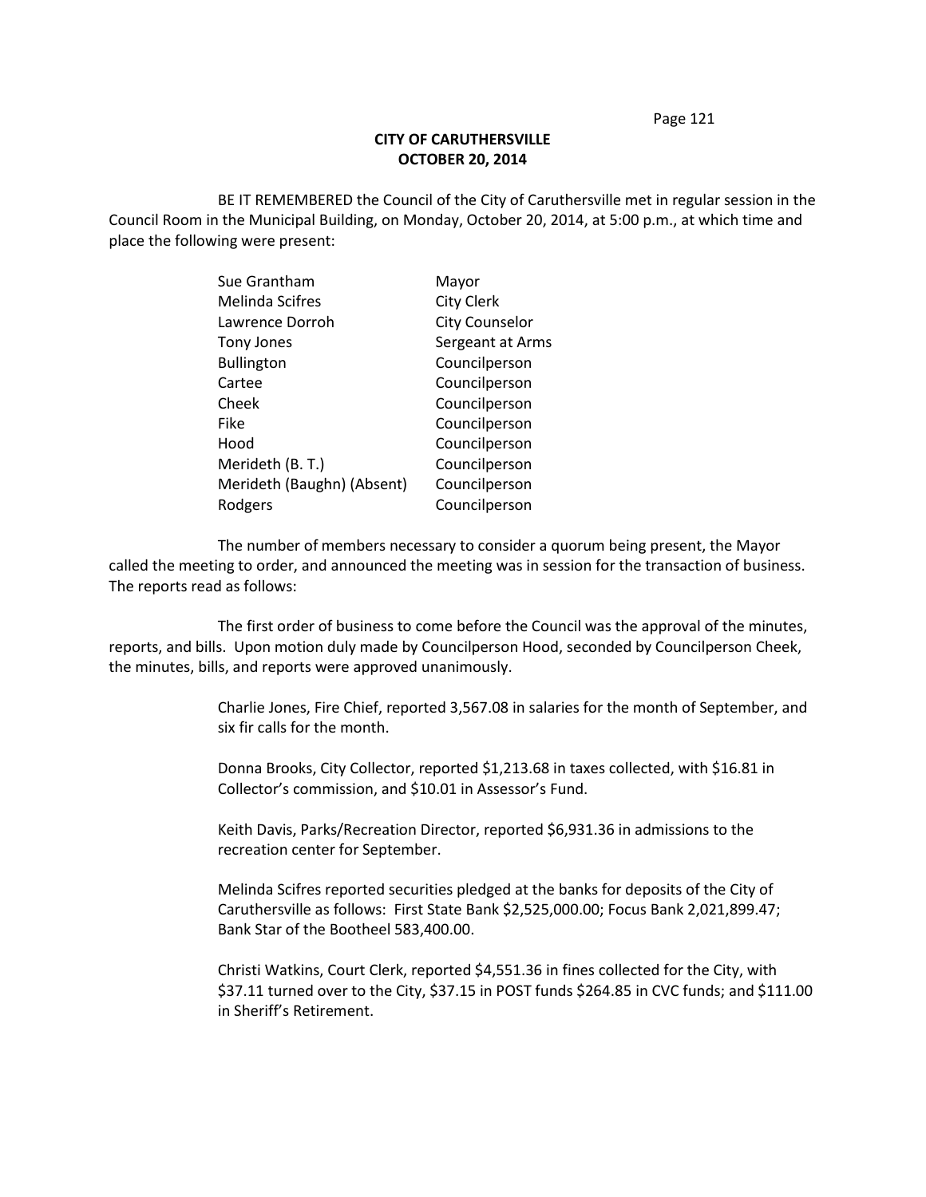**CITY OF CARUTHERSVILLE**
**OCTOBER 20, 2014**

BE IT REMEMBERED the Council of the City of Caruthersville met in regular session in the Council Room in the Municipal Building, on Monday, October 20, 2014, at 5:00 p.m., at which time and place the following were present:

| | |
|---|---|
| Sue Grantham | Mayor |
| Melinda Scifres | City Clerk |
| Lawrence Dorroh | City Counselor |
| Tony Jones | Sergeant at Arms |
| Bullington | Councilperson |
| Cartee | Councilperson |
| Cheek | Councilperson |
| Fike | Councilperson |
| Hood | Councilperson |
| Merideth (B. T.) | Councilperson |
| Merideth (Baughn) (Absent) | Councilperson |
| Rodgers | Councilperson |

The number of members necessary to consider a quorum being present, the Mayor called the meeting to order, and announced the meeting was in session for the transaction of business. The reports read as follows:

The first order of business to come before the Council was the approval of the minutes, reports, and bills. Upon motion duly made by Councilperson Hood, seconded by Councilperson Cheek, the minutes, bills, and reports were approved unanimously.

Charlie Jones, Fire Chief, reported 3,567.08 in salaries for the month of September, and six fir calls for the month.

Donna Brooks, City Collector, reported $1,213.68 in taxes collected, with $16.81 in Collector's commission, and $10.01 in Assessor's Fund.

Keith Davis, Parks/Recreation Director, reported $6,931.36 in admissions to the recreation center for September.

Melinda Scifres reported securities pledged at the banks for deposits of the City of Caruthersville as follows: First State Bank $2,525,000.00; Focus Bank 2,021,899.47; Bank Star of the Bootheel 583,400.00.

Christi Watkins, Court Clerk, reported $4,551.36 in fines collected for the City, with $37.11 turned over to the City, $37.15 in POST funds $264.85 in CVC funds; and $111.00 in Sheriff's Retirement.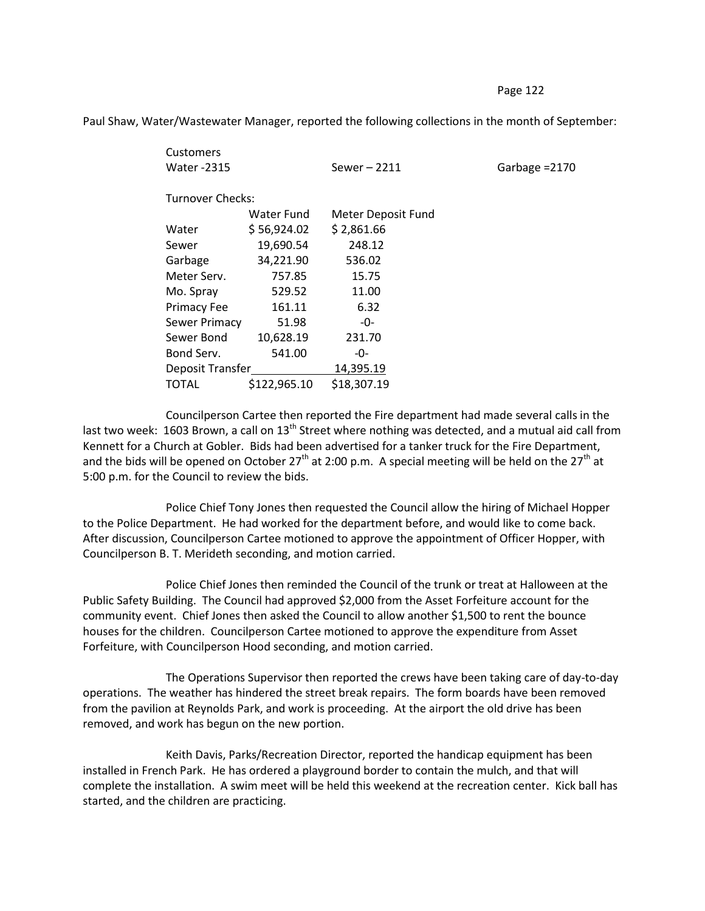Paul Shaw, Water/Wastewater Manager, reported the following collections in the month of September:

Customers

Water -2315 Sewer – 2211 Garbage =2170

Turnover Checks:

| | Water Fund | Meter Deposit Fund |
|---|---|---|
| Water | $ 56,924.02 | $ 2,861.66 |
| Sewer | 19,690.54 | 248.12 |
| Garbage | 34,221.90 | 536.02 |
| Meter Serv. | 757.85 | 15.75 |
| Mo. Spray | 529.52 | 11.00 |
| Primacy Fee | 161.11 | 6.32 |
| Sewer Primacy | 51.98 | -0- |
| Sewer Bond | 10,628.19 | 231.70 |
| Bond Serv. | 541.00 | -0- |
| Deposit Transfer | | 14,395.19 |
| TOTAL | $122,965.10 | $18,307.19 |

Councilperson Cartee then reported the Fire department had made several calls in the last two week: 1603 Brown, a call on 13th Street where nothing was detected, and a mutual aid call from Kennett for a Church at Gobler. Bids had been advertised for a tanker truck for the Fire Department, and the bids will be opened on October 27th at 2:00 p.m. A special meeting will be held on the 27th at 5:00 p.m. for the Council to review the bids.

Police Chief Tony Jones then requested the Council allow the hiring of Michael Hopper to the Police Department. He had worked for the department before, and would like to come back. After discussion, Councilperson Cartee motioned to approve the appointment of Officer Hopper, with Councilperson B. T. Merideth seconding, and motion carried.

Police Chief Jones then reminded the Council of the trunk or treat at Halloween at the Public Safety Building. The Council had approved $2,000 from the Asset Forfeiture account for the community event. Chief Jones then asked the Council to allow another $1,500 to rent the bounce houses for the children. Councilperson Cartee motioned to approve the expenditure from Asset Forfeiture, with Councilperson Hood seconding, and motion carried.

The Operations Supervisor then reported the crews have been taking care of day-to-day operations. The weather has hindered the street break repairs. The form boards have been removed from the pavilion at Reynolds Park, and work is proceeding. At the airport the old drive has been removed, and work has begun on the new portion.

Keith Davis, Parks/Recreation Director, reported the handicap equipment has been installed in French Park. He has ordered a playground border to contain the mulch, and that will complete the installation. A swim meet will be held this weekend at the recreation center. Kick ball has started, and the children are practicing.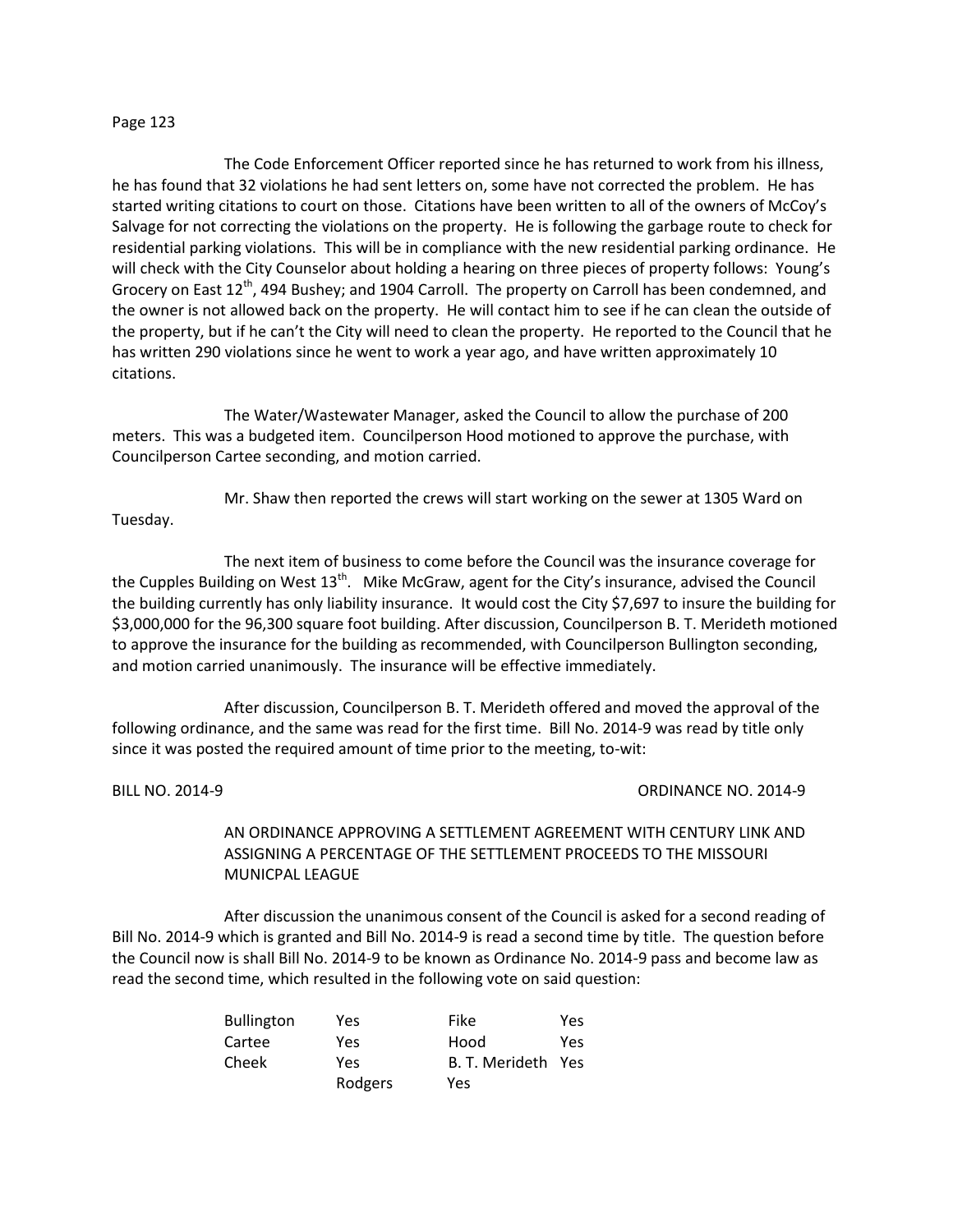The Code Enforcement Officer reported since he has returned to work from his illness, he has found that 32 violations he had sent letters on, some have not corrected the problem. He has started writing citations to court on those. Citations have been written to all of the owners of McCoy's Salvage for not correcting the violations on the property. He is following the garbage route to check for residential parking violations. This will be in compliance with the new residential parking ordinance. He will check with the City Counselor about holding a hearing on three pieces of property follows: Young's Grocery on East 12th, 494 Bushey; and 1904 Carroll. The property on Carroll has been condemned, and the owner is not allowed back on the property. He will contact him to see if he can clean the outside of the property, but if he can't the City will need to clean the property. He reported to the Council that he has written 290 violations since he went to work a year ago, and have written approximately 10 citations.

The Water/Wastewater Manager, asked the Council to allow the purchase of 200 meters. This was a budgeted item. Councilperson Hood motioned to approve the purchase, with Councilperson Cartee seconding, and motion carried.

Mr. Shaw then reported the crews will start working on the sewer at 1305 Ward on Tuesday.

The next item of business to come before the Council was the insurance coverage for the Cupples Building on West 13th. Mike McGraw, agent for the City's insurance, advised the Council the building currently has only liability insurance. It would cost the City $7,697 to insure the building for $3,000,000 for the 96,300 square foot building. After discussion, Councilperson B. T. Merideth motioned to approve the insurance for the building as recommended, with Councilperson Bullington seconding, and motion carried unanimously. The insurance will be effective immediately.

After discussion, Councilperson B. T. Merideth offered and moved the approval of the following ordinance, and the same was read for the first time. Bill No. 2014-9 was read by title only since it was posted the required amount of time prior to the meeting, to-wit:

BILL NO. 2014-9 ORDINANCE NO. 2014-9

AN ORDINANCE APPROVING A SETTLEMENT AGREEMENT WITH CENTURY LINK AND ASSIGNING A PERCENTAGE OF THE SETTLEMENT PROCEEDS TO THE MISSOURI MUNICPAL LEAGUE

After discussion the unanimous consent of the Council is asked for a second reading of Bill No. 2014-9 which is granted and Bill No. 2014-9 is read a second time by title. The question before the Council now is shall Bill No. 2014-9 to be known as Ordinance No. 2014-9 pass and become law as read the second time, which resulted in the following vote on said question:

| | | | |
|---|---|---|---|
| Bullington | Yes | Fike | Yes |
| Cartee | Yes | Hood | Yes |
| Cheek | Yes | B. T. Merideth | Yes |
| | Rodgers | Yes | |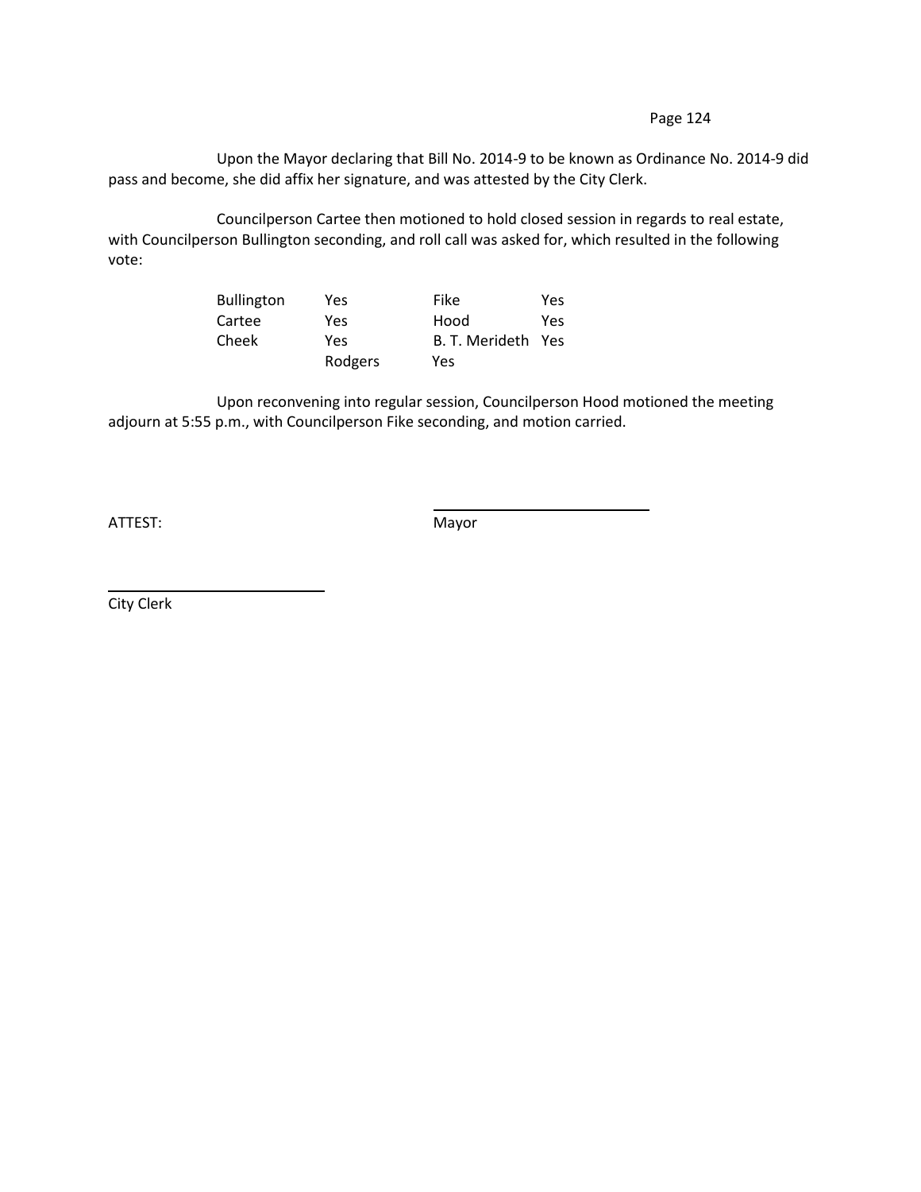Upon the Mayor declaring that Bill No. 2014-9 to be known as Ordinance No. 2014-9 did pass and become, she did affix her signature, and was attested by the City Clerk.

Councilperson Cartee then motioned to hold closed session in regards to real estate, with Councilperson Bullington seconding, and roll call was asked for, which resulted in the following vote:

| | | | |
|---|---|---|---|
| Bullington | Yes | Fike | Yes |
| Cartee | Yes | Hood | Yes |
| Cheek | Yes | B. T. Merideth | Yes |
| | Rodgers | Yes | |

Upon reconvening into regular session, Councilperson Hood motioned the meeting adjourn at 5:55 p.m., with Councilperson Fike seconding, and motion carried.

ATTEST: _________________________ Mayor

_________________________
City Clerk